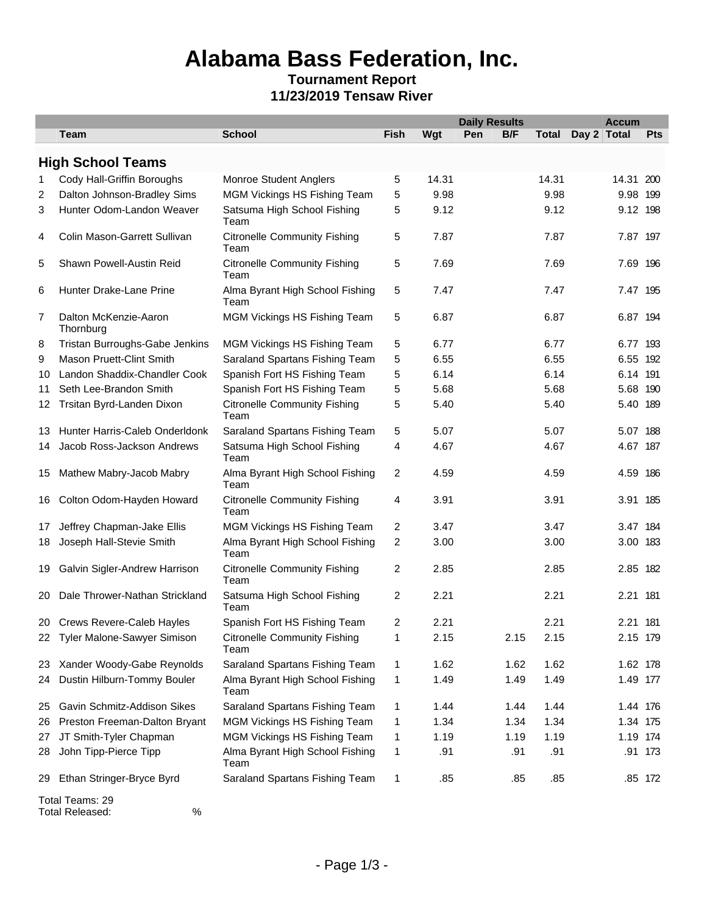# Alabama Bass Federation, Inc.

**Tournament Report**
**11/23/2019 Tensaw River**

| | | | Daily Results | | | | | | Accum | |
|---|---|---|---|---|---|---|---|---|---|---|
| | Team | School | Fish | Wgt | Pen | B/F | Total | Day 2 | Total | Pts |
| **High School Teams** | | | | | | | | | | |
| 1 | Cody Hall-Griffin Boroughs | Monroe Student Anglers | 5 | 14.31 | | | 14.31 | | 14.31 | 200 |
| 2 | Dalton Johnson-Bradley Sims | MGM Vickings HS Fishing Team | 5 | 9.98 | | | 9.98 | | 9.98 | 199 |
| 3 | Hunter Odom-Landon Weaver | Satsuma High School Fishing Team | 5 | 9.12 | | | 9.12 | | 9.12 | 198 |
| 4 | Colin Mason-Garrett Sullivan | Citronelle Community Fishing Team | 5 | 7.87 | | | 7.87 | | 7.87 | 197 |
| 5 | Shawn Powell-Austin Reid | Citronelle Community Fishing Team | 5 | 7.69 | | | 7.69 | | 7.69 | 196 |
| 6 | Hunter Drake-Lane Prine | Alma Byrant High School Fishing Team | 5 | 7.47 | | | 7.47 | | 7.47 | 195 |
| 7 | Dalton McKenzie-Aaron Thornburg | MGM Vickings HS Fishing Team | 5 | 6.87 | | | 6.87 | | 6.87 | 194 |
| 8 | Tristan Burroughs-Gabe Jenkins | MGM Vickings HS Fishing Team | 5 | 6.77 | | | 6.77 | | 6.77 | 193 |
| 9 | Mason Pruett-Clint Smith | Saraland Spartans Fishing Team | 5 | 6.55 | | | 6.55 | | 6.55 | 192 |
| 10 | Landon Shaddix-Chandler Cook | Spanish Fort HS Fishing Team | 5 | 6.14 | | | 6.14 | | 6.14 | 191 |
| 11 | Seth Lee-Brandon Smith | Spanish Fort HS Fishing Team | 5 | 5.68 | | | 5.68 | | 5.68 | 190 |
| 12 | Trsitan Byrd-Landen Dixon | Citronelle Community Fishing Team | 5 | 5.40 | | | 5.40 | | 5.40 | 189 |
| 13 | Hunter Harris-Caleb Onderldonk | Saraland Spartans Fishing Team | 5 | 5.07 | | | 5.07 | | 5.07 | 188 |
| 14 | Jacob Ross-Jackson Andrews | Satsuma High School Fishing Team | 4 | 4.67 | | | 4.67 | | 4.67 | 187 |
| 15 | Mathew Mabry-Jacob Mabry | Alma Byrant High School Fishing Team | 2 | 4.59 | | | 4.59 | | 4.59 | 186 |
| 16 | Colton Odom-Hayden Howard | Citronelle Community Fishing Team | 4 | 3.91 | | | 3.91 | | 3.91 | 185 |
| 17 | Jeffrey Chapman-Jake Ellis | MGM Vickings HS Fishing Team | 2 | 3.47 | | | 3.47 | | 3.47 | 184 |
| 18 | Joseph Hall-Stevie Smith | Alma Byrant High School Fishing Team | 2 | 3.00 | | | 3.00 | | 3.00 | 183 |
| 19 | Galvin Sigler-Andrew Harrison | Citronelle Community Fishing Team | 2 | 2.85 | | | 2.85 | | 2.85 | 182 |
| 20 | Dale Thrower-Nathan Strickland | Satsuma High School Fishing Team | 2 | 2.21 | | | 2.21 | | 2.21 | 181 |
| 20 | Crews Revere-Caleb Hayles | Spanish Fort HS Fishing Team | 2 | 2.21 | | | 2.21 | | 2.21 | 181 |
| 22 | Tyler Malone-Sawyer Simison | Citronelle Community Fishing Team | 1 | 2.15 | | 2.15 | 2.15 | | 2.15 | 179 |
| 23 | Xander Woody-Gabe Reynolds | Saraland Spartans Fishing Team | 1 | 1.62 | | 1.62 | 1.62 | | 1.62 | 178 |
| 24 | Dustin Hilburn-Tommy Bouler | Alma Byrant High School Fishing Team | 1 | 1.49 | | 1.49 | 1.49 | | 1.49 | 177 |
| 25 | Gavin Schmitz-Addison Sikes | Saraland Spartans Fishing Team | 1 | 1.44 | | 1.44 | 1.44 | | 1.44 | 176 |
| 26 | Preston Freeman-Dalton Bryant | MGM Vickings HS Fishing Team | 1 | 1.34 | | 1.34 | 1.34 | | 1.34 | 175 |
| 27 | JT Smith-Tyler Chapman | MGM Vickings HS Fishing Team | 1 | 1.19 | | 1.19 | 1.19 | | 1.19 | 174 |
| 28 | John Tipp-Pierce Tipp | Alma Byrant High School Fishing Team | 1 | .91 | | .91 | .91 | | .91 | 173 |
| 29 | Ethan Stringer-Bryce Byrd | Saraland Spartans Fishing Team | 1 | .85 | | .85 | .85 | | .85 | 172 |

Total Teams: 29
Total Released: %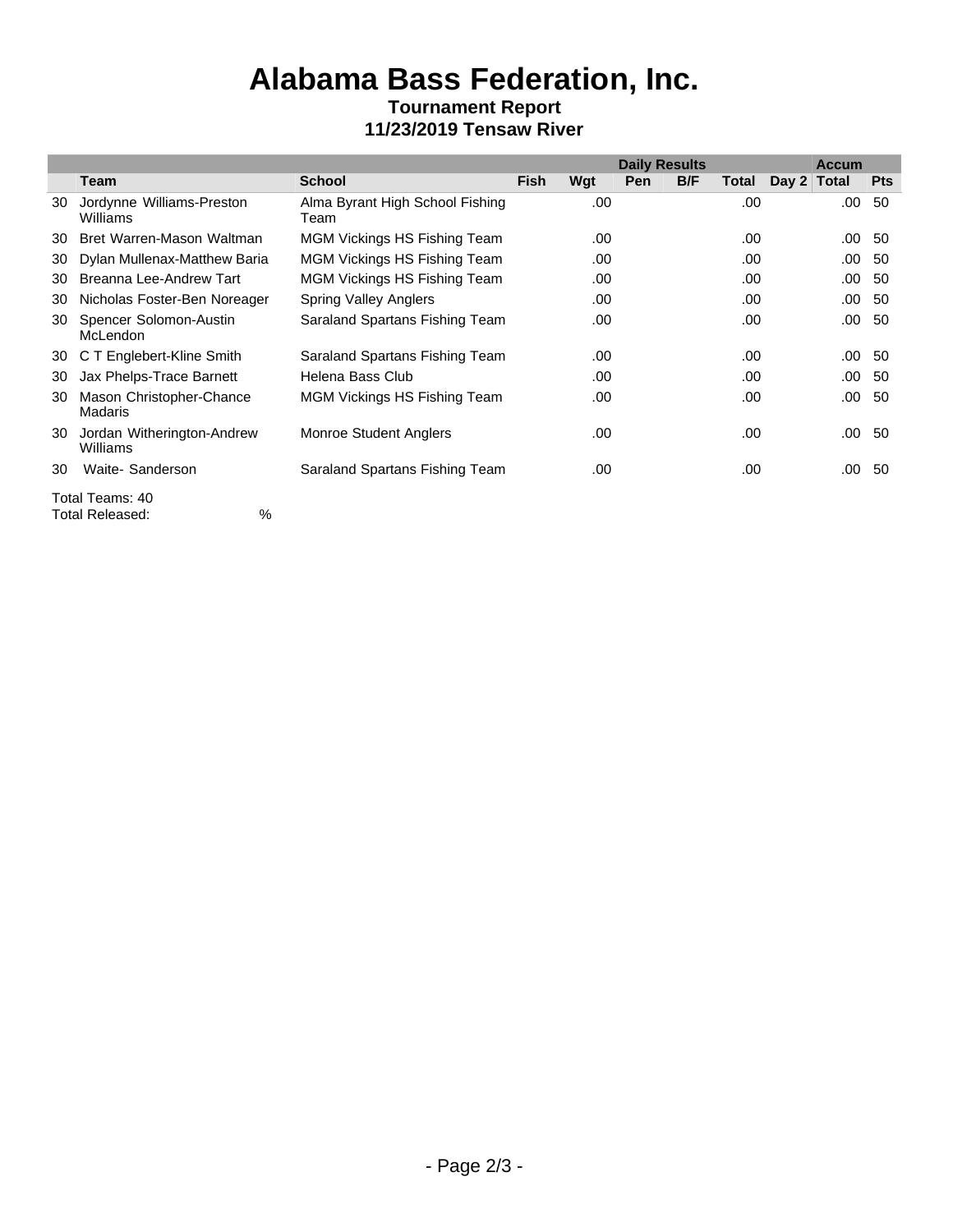# Alabama Bass Federation, Inc.

**Tournament Report**

**11/23/2019 Tensaw River**

| | | | Daily Results | | | | | | Accum | |
|---|---|---|---|---|---|---|---|---|---|---|
| | **Team** | **School** | **Fish** | **Wgt** | **Pen** | **B/F** | **Total** | **Day 2** | **Total** | **Pts** |
| 30 | Jordynne Williams-Preston Williams | Alma Byrant High School Fishing Team | | .00 | | | .00 | | .00 | 50 |
| 30 | Bret Warren-Mason Waltman | MGM Vickings HS Fishing Team | | .00 | | | .00 | | .00 | 50 |
| 30 | Dylan Mullenax-Matthew Baria | MGM Vickings HS Fishing Team | | .00 | | | .00 | | .00 | 50 |
| 30 | Breanna Lee-Andrew Tart | MGM Vickings HS Fishing Team | | .00 | | | .00 | | .00 | 50 |
| 30 | Nicholas Foster-Ben Noreager | Spring Valley Anglers | | .00 | | | .00 | | .00 | 50 |
| 30 | Spencer Solomon-Austin McLendon | Saraland Spartans Fishing Team | | .00 | | | .00 | | .00 | 50 |
| 30 | C T Englebert-Kline Smith | Saraland Spartans Fishing Team | | .00 | | | .00 | | .00 | 50 |
| 30 | Jax Phelps-Trace Barnett | Helena Bass Club | | .00 | | | .00 | | .00 | 50 |
| 30 | Mason Christopher-Chance Madaris | MGM Vickings HS Fishing Team | | .00 | | | .00 | | .00 | 50 |
| 30 | Jordan Witherington-Andrew Williams | Monroe Student Anglers | | .00 | | | .00 | | .00 | 50 |
| 30 | Waite- Sanderson | Saraland Spartans Fishing Team | | .00 | | | .00 | | .00 | 50 |

Total Teams: 40

Total Released: %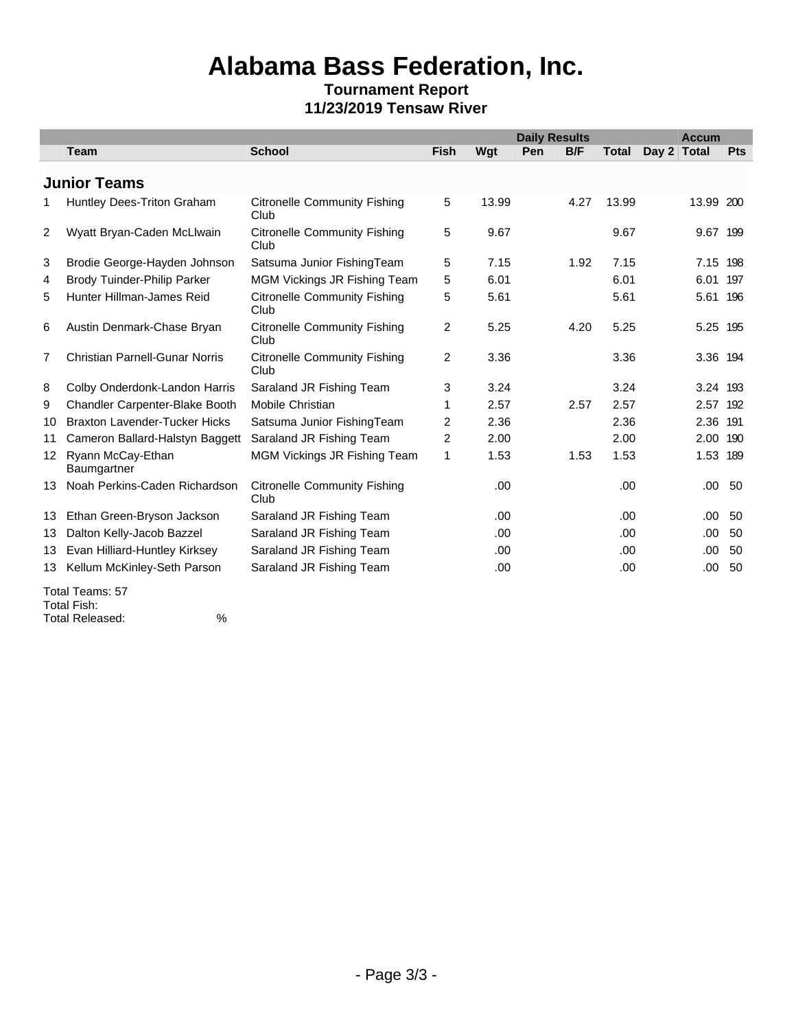# Alabama Bass Federation, Inc.

**Tournament Report**

**11/23/2019 Tensaw River**

| | | | Daily Results | | | | | | Accum | |
|---|---|---|---|---|---|---|---|---|---|---|
| | **Team** | **School** | **Fish** | **Wgt** | **Pen** | **B/F** | **Total** | **Day 2** | **Total** | **Pts** |
| **Junior Teams** | | | | | | | | | | |
| 1 | Huntley Dees-Triton Graham | Citronelle Community Fishing Club | 5 | 13.99 | | 4.27 | 13.99 | | 13.99 | 200 |
| 2 | Wyatt Bryan-Caden McLlwain | Citronelle Community Fishing Club | 5 | 9.67 | | | 9.67 | | 9.67 | 199 |
| 3 | Brodie George-Hayden Johnson | Satsuma Junior FishingTeam | 5 | 7.15 | | 1.92 | 7.15 | | 7.15 | 198 |
| 4 | Brody Tuinder-Philip Parker | MGM Vickings JR Fishing Team | 5 | 6.01 | | | 6.01 | | 6.01 | 197 |
| 5 | Hunter Hillman-James Reid | Citronelle Community Fishing Club | 5 | 5.61 | | | 5.61 | | 5.61 | 196 |
| 6 | Austin Denmark-Chase Bryan | Citronelle Community Fishing Club | 2 | 5.25 | | 4.20 | 5.25 | | 5.25 | 195 |
| 7 | Christian Parnell-Gunar Norris | Citronelle Community Fishing Club | 2 | 3.36 | | | 3.36 | | 3.36 | 194 |
| 8 | Colby Onderdonk-Landon Harris | Saraland JR Fishing Team | 3 | 3.24 | | | 3.24 | | 3.24 | 193 |
| 9 | Chandler Carpenter-Blake Booth | Mobile Christian | 1 | 2.57 | | 2.57 | 2.57 | | 2.57 | 192 |
| 10 | Braxton Lavender-Tucker Hicks | Satsuma Junior FishingTeam | 2 | 2.36 | | | 2.36 | | 2.36 | 191 |
| 11 | Cameron Ballard-Halstyn Baggett | Saraland JR Fishing Team | 2 | 2.00 | | | 2.00 | | 2.00 | 190 |
| 12 | Ryann McCay-Ethan Baumgartner | MGM Vickings JR Fishing Team | 1 | 1.53 | | 1.53 | 1.53 | | 1.53 | 189 |
| 13 | Noah Perkins-Caden Richardson | Citronelle Community Fishing Club | | .00 | | | .00 | | .00 | 50 |
| 13 | Ethan Green-Bryson Jackson | Saraland JR Fishing Team | | .00 | | | .00 | | .00 | 50 |
| 13 | Dalton Kelly-Jacob Bazzel | Saraland JR Fishing Team | | .00 | | | .00 | | .00 | 50 |
| 13 | Evan Hilliard-Huntley Kirksey | Saraland JR Fishing Team | | .00 | | | .00 | | .00 | 50 |
| 13 | Kellum McKinley-Seth Parson | Saraland JR Fishing Team | | .00 | | | .00 | | .00 | 50 |

Total Teams: 57

Total Fish:

Total Released: %